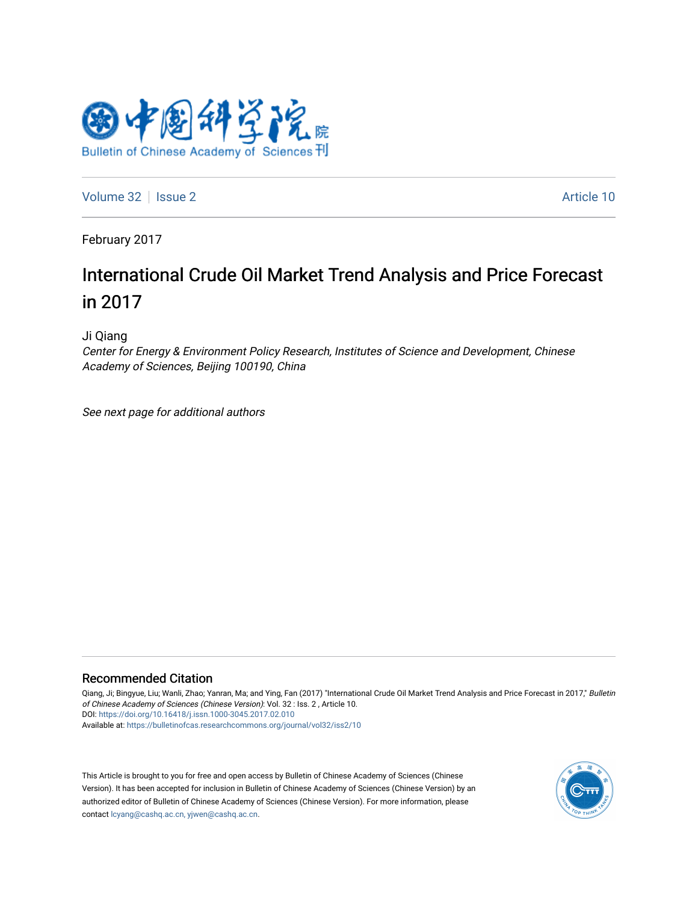Volume 32 | Issue 2 Article 10

February 2017

# International Crude Oil Market Trend Analysis and Price Forecast in 2017

Ji Qiang

*Center for Energy & Environment Policy Research, Institutes of Science and Development, Chinese Academy of Sciences, Beijing 100190, China*

*See next page for additional authors*

## Recommended Citation

Qiang, Ji; Bingyue, Liu; Wanli, Zhao; Yanran, Ma; and Ying, Fan (2017) "International Crude Oil Market Trend Analysis and Price Forecast in 2017," *Bulletin of Chinese Academy of Sciences (Chinese Version)*: Vol. 32 : Iss. 2 , Article 10.

DOI: https://doi.org/10.16418/j.issn.1000-3045.2017.02.010

Available at: https://bulletinofcas.researchcommons.org/journal/vol32/iss2/10

This Article is brought to you for free and open access by Bulletin of Chinese Academy of Sciences (Chinese Version). It has been accepted for inclusion in Bulletin of Chinese Academy of Sciences (Chinese Version) by an authorized editor of Bulletin of Chinese Academy of Sciences (Chinese Version). For more information, please contact lcyang@cashq.ac.cn, yjwen@cashq.ac.cn.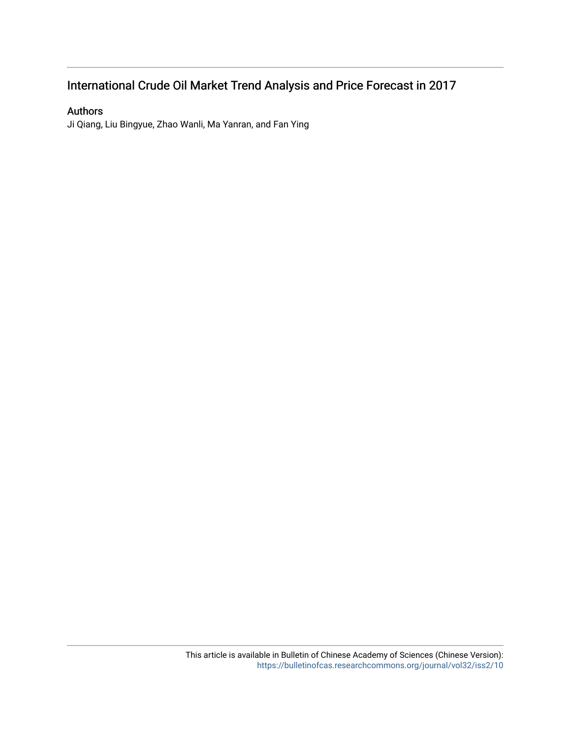# International Crude Oil Market Trend Analysis and Price Forecast in 2017

## Authors

Ji Qiang, Liu Bingyue, Zhao Wanli, Ma Yanran, and Fan Ying

This article is available in Bulletin of Chinese Academy of Sciences (Chinese Version): https://bulletinofcas.researchcommons.org/journal/vol32/iss2/10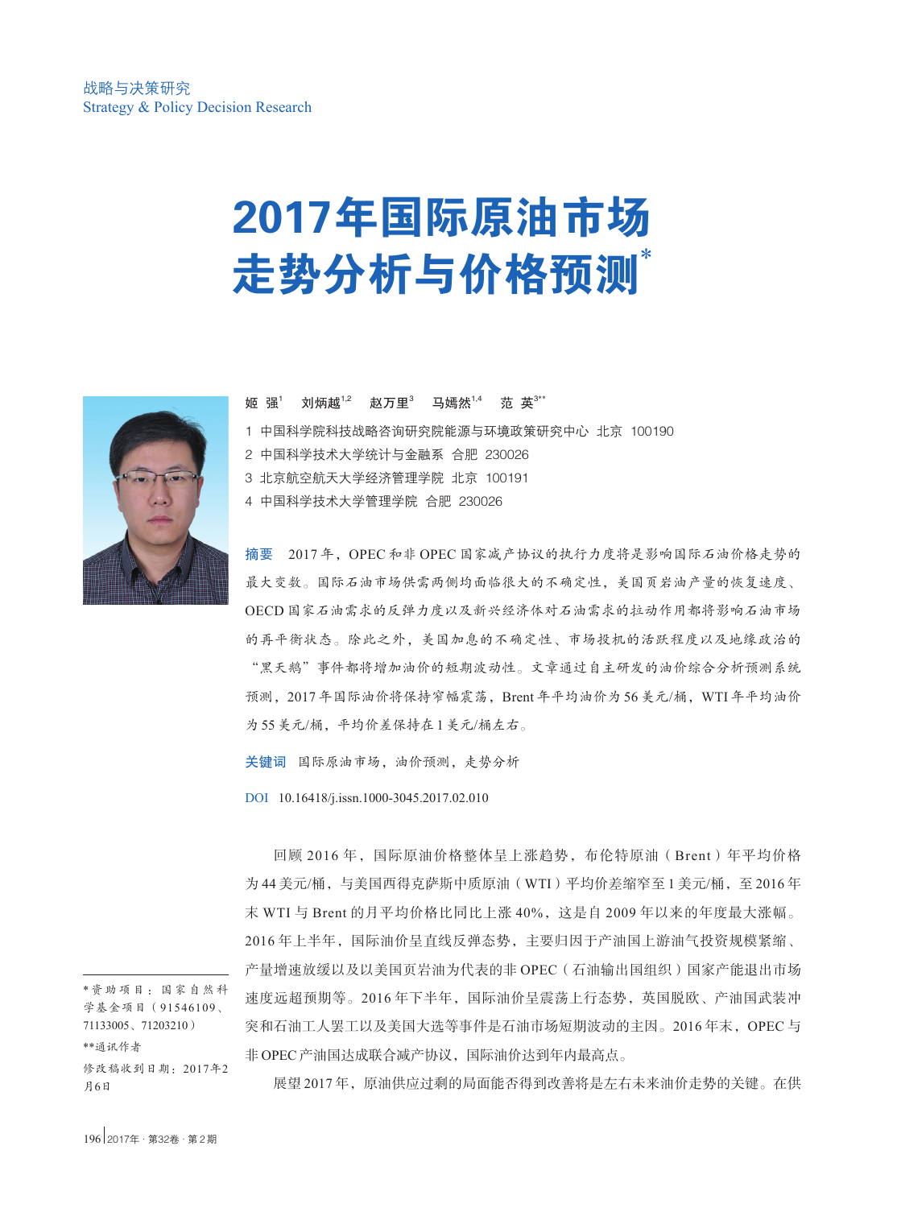战略与决策研究
Strategy & Policy Decision Research

# 2017年国际原油市场走势分析与价格预测*

姬 强[1] 刘炳越[1,2] 赵万里[3] 马嫣然[1,4] 范 英[3**]

1 中国科学院科技战略咨询研究院能源与环境政策研究中心 北京 100190

2 中国科学技术大学统计与金融系 合肥 230026

3 北京航空航天大学经济管理学院 北京 100191

4 中国科学技术大学管理学院 合肥 230026

**摘要** 2017年，OPEC和非OPEC国家减产协议的执行力度将是影响国际石油价格走势的最大变数。国际石油市场供需两侧均面临很大的不确定性，美国页岩油产量的恢复速度、OECD国家石油需求的反弹力度以及新兴经济体对石油需求的拉动作用都将影响石油市场的再平衡状态。除此之外，美国加息的不确定性、市场投机的活跃程度以及地缘政治的“黑天鹅”事件都将增加油价的短期波动性。文章通过自主研发的油价综合分析预测系统预测，2017年国际油价将保持窄幅震荡，Brent年平均油价为56美元/桶，WTI年平均油价为55美元/桶，平均价差保持在1美元/桶左右。

**关键词** 国际原油市场，油价预测，走势分析

**DOI** 10.16418/j.issn.1000-3045.2017.02.010

*资助项目：国家自然科学基金项目（91546109、71133005、71203210）

**通讯作者

修改稿收到日期：2017年2月6日

回顾2016年，国际原油价格整体呈上涨趋势，布伦特原油（Brent）年平均价格为44美元/桶，与美国西得克萨斯中质原油（WTI）平均价差缩窄至1美元/桶，至2016年末WTI与Brent的月平均价格比同比上涨40%，这是自2009年以来的年度最大涨幅。2016年上半年，国际油价呈直线反弹态势，主要归因于产油国上游油气投资规模紧缩、产量增速放缓以及以美国页岩油为代表的非OPEC（石油输出国组织）国家产能退出市场速度远超预期等。2016年下半年，国际油价呈震荡上行态势，英国脱欧、产油国武装冲突和石油工人罢工以及美国大选等事件是石油市场短期波动的主因。2016年末，OPEC与非OPEC产油国达成联合减产协议，国际油价达到年内最高点。

展望2017年，原油供应过剩的局面能否得到改善将是左右未来油价走势的关键。在供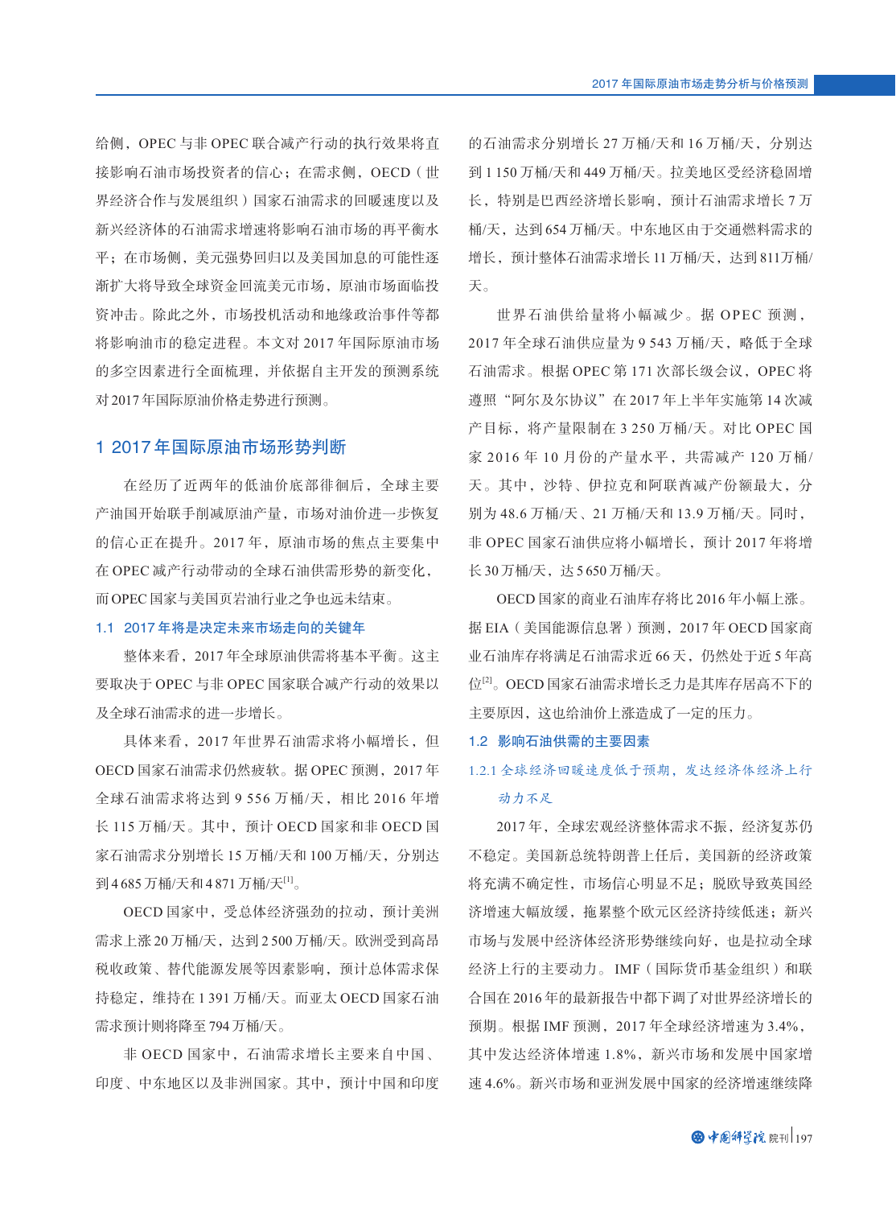给侧，OPEC 与非 OPEC 联合减产行动的执行效果将直接影响石油市场投资者的信心；在需求侧，OECD（世界经济合作与发展组织）国家石油需求的回暖速度以及新兴经济体的石油需求增速将影响石油市场的再平衡水平；在市场侧，美元强势回归以及美国加息的可能性逐渐扩大将导致全球资金回流美元市场，原油市场面临投资冲击。除此之外，市场投机活动和地缘政治事件等都将影响油市的稳定进程。本文对 2017 年国际原油市场的多空因素进行全面梳理，并依据自主开发的预测系统对 2017 年国际原油价格走势进行预测。

## 1 2017 年国际原油市场形势判断

在经历了近两年的低油价底部徘徊后，全球主要产油国开始联手削减原油产量，市场对油价进一步恢复的信心正在提升。2017 年，原油市场的焦点主要集中在 OPEC 减产行动带动的全球石油供需形势的新变化，而 OPEC 国家与美国页岩油行业之争也远未结束。

### 1.1 2017 年将是决定未来市场走向的关键年

整体来看，2017 年全球原油供需将基本平衡。这主要取决于 OPEC 与非 OPEC 国家联合减产行动的效果以及全球石油需求的进一步增长。

具体来看，2017 年世界石油需求将小幅增长，但 OECD 国家石油需求仍然疲软。据 OPEC 预测，2017 年全球石油需求将达到 9 556 万桶/天，相比 2016 年增长 115 万桶/天。其中，预计 OECD 国家和非 OECD 国家石油需求分别增长 15 万桶/天和 100 万桶/天，分别达到 4 685 万桶/天和 4 871 万桶/天[1]。

OECD 国家中，受总体经济强劲的拉动，预计美洲需求上涨 20 万桶/天，达到 2 500 万桶/天。欧洲受到高昂税收政策、替代能源发展等因素影响，预计总体需求保持稳定，维持在 1 391 万桶/天。而亚太 OECD 国家石油需求预计则将降至 794 万桶/天。

非 OECD 国家中，石油需求增长主要来自中国、印度、中东地区以及非洲国家。其中，预计中国和印度的石油需求分别增长 27 万桶/天和 16 万桶/天，分别达到 1 150 万桶/天和 449 万桶/天。拉美地区受经济稳固增长，特别是巴西经济增长影响，预计石油需求增长 7 万桶/天，达到 654 万桶/天。中东地区由于交通燃料需求的增长，预计整体石油需求增长 11 万桶/天，达到 811万桶/天。

世界石油供给量将小幅减少。据 OPEC 预测，2017 年全球石油供应量为 9 543 万桶/天，略低于全球石油需求。根据 OPEC 第 171 次部长级会议，OPEC 将遵照“阿尔及尔协议”在 2017 年上半年实施第 14 次减产目标，将产量限制在 3 250 万桶/天。对比 OPEC 国家 2016 年 10 月份的产量水平，共需减产 120 万桶/天。其中，沙特、伊拉克和阿联酋减产份额最大，分别为 48.6 万桶/天、21 万桶/天和 13.9 万桶/天。同时，非 OPEC 国家石油供应将小幅增长，预计 2017 年将增长 30 万桶/天，达 5 650 万桶/天。

OECD 国家的商业石油库存将比 2016 年小幅上涨。据 EIA（美国能源信息署）预测，2017 年 OECD 国家商业石油库存将满足石油需求近 66 天，仍然处于近 5 年高位[2]。OECD 国家石油需求增长乏力是其库存居高不下的主要原因，这也给油价上涨造成了一定的压力。

### 1.2 影响石油供需的主要因素

#### 1.2.1 全球经济回暖速度低于预期，发达经济体经济上行动力不足

2017 年，全球宏观经济整体需求不振，经济复苏仍不稳定。美国新总统特朗普上任后，美国新的经济政策将充满不确定性，市场信心明显不足；脱欧导致英国经济增速大幅放缓，拖累整个欧元区经济持续低迷；新兴市场与发展中经济体经济形势继续向好，也是拉动全球经济上行的主要动力。IMF（国际货币基金组织）和联合国在 2016 年的最新报告中都下调了对世界经济增长的预期。根据 IMF 预测，2017 年全球经济增速为 3.4%，其中发达经济体增速 1.8%，新兴市场和发展中国家增速 4.6%。新兴市场和亚洲发展中国家的经济增速继续降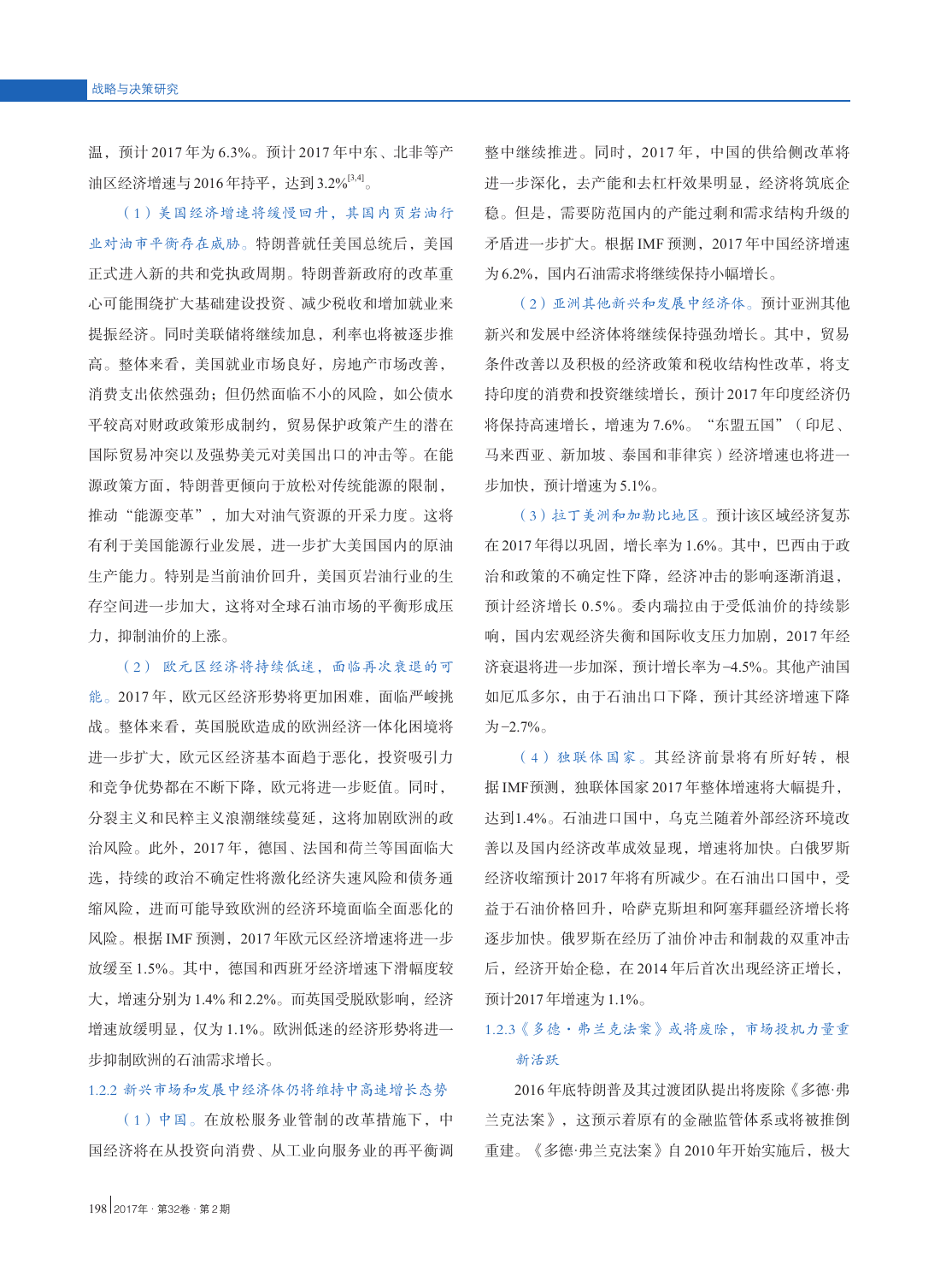温，预计2017年为6.3%。预计2017年中东、北非等产油区经济增速与2016年持平，达到3.2%[3,4]。

（1）美国经济增速将缓慢回升，其国内页岩油行业对油市平衡存在威胁。特朗普就任美国总统后，美国正式进入新的共和党执政周期。特朗普新政府的改革重心可能围绕扩大基础建设投资、减少税收和增加就业来提振经济。同时美联储将继续加息，利率也将被逐步推高。整体来看，美国就业市场良好，房地产市场改善，消费支出依然强劲；但仍然面临不小的风险，如公债水平较高对财政政策形成制约，贸易保护政策产生的潜在国际贸易冲突以及强势美元对美国出口的冲击等。在能源政策方面，特朗普更倾向于放松对传统能源的限制，推动"能源变革"，加大对油气资源的开采力度。这将有利于美国能源行业发展，进一步扩大美国国内的原油生产能力。特别是当前油价回升，美国页岩油行业的生存空间进一步加大，这将对全球石油市场的平衡形成压力，抑制油价的上涨。

（2）欧元区经济将持续低迷，面临再次衰退的可能。2017年，欧元区经济形势将更加困难，面临严峻挑战。整体来看，英国脱欧造成的欧洲经济一体化困境将进一步扩大，欧元区经济基本面趋于恶化，投资吸引力和竞争优势都在不断下降，欧元将进一步贬值。同时，分裂主义和民粹主义浪潮继续蔓延，这将加剧欧洲的政治风险。此外，2017年，德国、法国和荷兰等国面临大选，持续的政治不确定性将激化经济失速风险和债务通缩风险，进而可能导致欧洲的经济环境面临全面恶化的风险。根据IMF预测，2017年欧元区经济增速将进一步放缓至1.5%。其中，德国和西班牙经济增速下滑幅度较大，增速分别为1.4%和2.2%。而英国受脱欧影响，经济增速放缓明显，仅为1.1%。欧洲低迷的经济形势将进一步抑制欧洲的石油需求增长。

### 1.2.2 新兴市场和发展中经济体仍将维持中高速增长态势

（1）中国。在放松服务业管制的改革措施下，中国经济将在从投资向消费、从工业向服务业的再平衡调整中继续推进。同时，2017年，中国的供给侧改革将进一步深化，去产能和去杠杆效果明显，经济将筑底企稳。但是，需要防范国内的产能过剩和需求结构升级的矛盾进一步扩大。根据IMF预测，2017年中国经济增速为6.2%，国内石油需求将继续保持小幅增长。

（2）亚洲其他新兴和发展中经济体。预计亚洲其他新兴和发展中经济体将继续保持强劲增长。其中，贸易条件改善以及积极的经济政策和税收结构性改革，将支持印度的消费和投资继续增长，预计2017年印度经济仍将保持高速增长，增速为7.6%。"东盟五国"（印尼、马来西亚、新加坡、泰国和菲律宾）经济增速也将进一步加快，预计增速为5.1%。

（3）拉丁美洲和加勒比地区。预计该区域经济复苏在2017年得以巩固，增长率为1.6%。其中，巴西由于政治和政策的不确定性下降，经济冲击的影响逐渐消退，预计经济增长0.5%。委内瑞拉由于受低油价的持续影响，国内宏观经济失衡和国际收支压力加剧，2017年经济衰退将进一步加深，预计增长率为–4.5%。其他产油国如厄瓜多尔，由于石油出口下降，预计其经济增速下降为–2.7%。

（4）独联体国家。其经济前景将有所好转，根据IMF预测，独联体国家2017年整体增速将大幅提升，达到1.4%。石油进口国中，乌克兰随着外部经济环境改善以及国内经济改革成效显现，增速将加快。白俄罗斯经济收缩预计2017年将有所减少。在石油出口国中，受益于石油价格回升，哈萨克斯坦和阿塞拜疆经济增长将逐步加快。俄罗斯在经历了油价冲击和制裁的双重冲击后，经济开始企稳，在2014年后首次出现经济正增长，预计2017年增速为1.1%。

### 1.2.3《多德·弗兰克法案》或将废除，市场投机力量重新活跃

2016年底特朗普及其过渡团队提出将废除《多德·弗兰克法案》，这预示着原有的金融监管体系或将被推倒重建。《多德·弗兰克法案》自2010年开始实施后，极大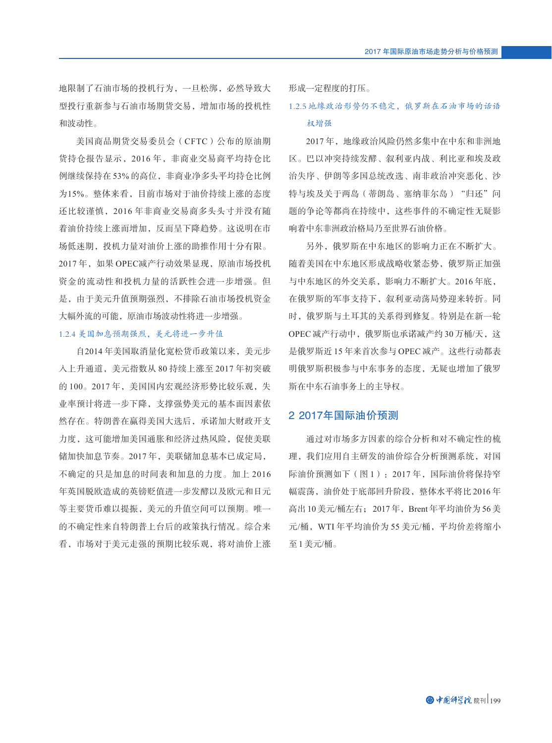地限制了石油市场的投机行为，一旦松绑，必然导致大型投行重新参与石油市场期货交易，增加市场的投机性和波动性。

美国商品期货交易委员会（CFTC）公布的原油期货持仓报告显示，2016 年，非商业交易商平均持仓比例继续保持在 53% 的高位，非商业净多头平均持仓比例为15%。整体来看，目前市场对于油价持续上涨的态度还比较谨慎，2016 年非商业交易商多头头寸并没有随着油价持续上涨而增加，反而呈下降趋势。这说明在市场低迷期，投机力量对油价上涨的助推作用十分有限。2017 年，如果 OPEC减产行动效果显现，原油市场投机资金的流动性和投机力量的活跃性会进一步增强。但是，由于美元升值预期强烈，不排除石油市场投机资金大幅外流的可能，原油市场波动性将进一步增强。

### 1.2.4 美国加息预期强烈，美元将进一步升值

自2014 年美国取消量化宽松货币政策以来，美元步入上升通道，美元指数从 80 持续上涨至 2017 年初突破的 100。2017 年，美国国内宏观经济形势比较乐观，失业率预计将进一步下降，支撑强势美元的基本面因素依然存在。特朗普在赢得美国大选后，承诺加大财政开支力度，这可能增加美国通胀和经济过热风险，促使美联储加快加息节奏。2017 年，美联储加息基本已成定局，不确定的只是加息的时间表和加息的力度。加上 2016 年英国脱欧造成的英镑贬值进一步发酵以及欧元和日元等主要货币难以提振，美元的升值空间可以预期。唯一的不确定性来自特朗普上台后的政策执行情况。综合来看，市场对于美元走强的预期比较乐观，将对油价上涨形成一定程度的打压。

### 1.2.5 地缘政治形势仍不稳定，俄罗斯在石油市场的话语权增强

2017 年，地缘政治风险仍然多集中在中东和非洲地区。巴以冲突持续发酵、叙利亚内战、利比亚和埃及政治失序、伊朗等多国总统改选、南非政治冲突恶化、沙特与埃及关于两岛（蒂朗岛、塞纳菲尔岛）“归还”问题的争论等都尚在持续中，这些事件的不确定性无疑影响着中东非洲政治格局乃至世界石油价格。

另外，俄罗斯在中东地区的影响力正在不断扩大。随着美国在中东地区形成战略收紧态势，俄罗斯正加强与中东地区的外交关系，影响力不断扩大。2016 年底，在俄罗斯的军事支持下，叙利亚动荡局势迎来转折。同时，俄罗斯与土耳其的关系得到修复。特别是在新一轮 OPEC 减产行动中，俄罗斯也承诺减产约 30 万桶/天，这是俄罗斯近 15 年来首次参与 OPEC 减产。这些行动都表明俄罗斯积极参与中东事务的态度，无疑也增加了俄罗斯在中东石油事务上的主导权。

## 2 2017年国际油价预测

通过对市场多方因素的综合分析和对不确定性的梳理，我们应用自主研发的油价综合分析预测系统，对国际油价预测如下（图 1）：2017 年，国际油价将保持窄幅震荡，油价处于底部回升阶段，整体水平将比 2016 年高出 10 美元/桶左右；2017 年，Brent 年平均油价为 56 美元/桶，WTI 年平均油价为 55 美元/桶，平均价差将缩小至 1 美元/桶。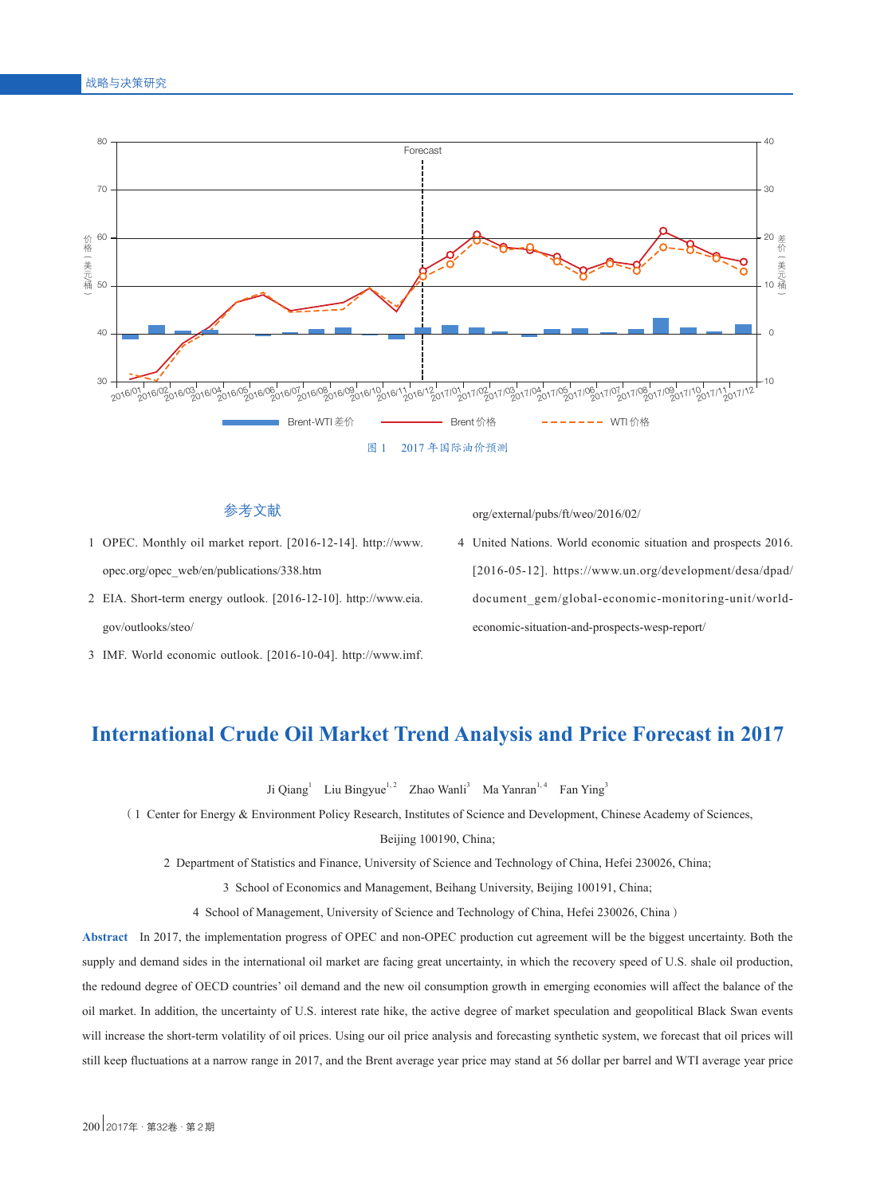图 1　2017 年国际油价预测

## 参考文献

1 OPEC. Monthly oil market report. [2016-12-14]. http://www.opec.org/opec_web/en/publications/338.htm

2 EIA. Short-term energy outlook. [2016-12-10]. http://www.eia.gov/outlooks/steo/

3 IMF. World economic outlook. [2016-10-04]. http://www.imf.org/external/pubs/ft/weo/2016/02/

4 United Nations. World economic situation and prospects 2016. [2016-05-12]. https://www.un.org/development/desa/dpad/document_gem/global-economic-monitoring-unit/world-economic-situation-and-prospects-wesp-report/

# International Crude Oil Market Trend Analysis and Price Forecast in 2017

Ji Qiang[1]　Liu Bingyue[1,2]　Zhao Wanli[3]　Ma Yanran[1,4]　Fan Ying[3]

（1 Center for Energy & Environment Policy Research, Institutes of Science and Development, Chinese Academy of Sciences, Beijing 100190, China;

2 Department of Statistics and Finance, University of Science and Technology of China, Hefei 230026, China;

3 School of Economics and Management, Beihang University, Beijing 100191, China;

4 School of Management, University of Science and Technology of China, Hefei 230026, China）

**Abstract**　In 2017, the implementation progress of OPEC and non-OPEC production cut agreement will be the biggest uncertainty. Both the supply and demand sides in the international oil market are facing great uncertainty, in which the recovery speed of U.S. shale oil production, the redound degree of OECD countries' oil demand and the new oil consumption growth in emerging economies will affect the balance of the oil market. In addition, the uncertainty of U.S. interest rate hike, the active degree of market speculation and geopolitical Black Swan events will increase the short-term volatility of oil prices. Using our oil price analysis and forecasting synthetic system, we forecast that oil prices will still keep fluctuations at a narrow range in 2017, and the Brent average year price may stand at 56 dollar per barrel and WTI average year price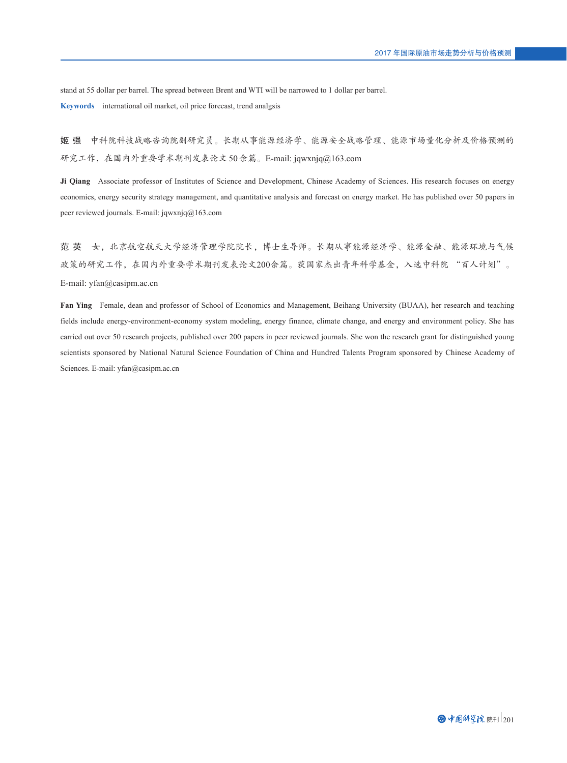stand at 55 dollar per barrel. The spread between Brent and WTI will be narrowed to 1 dollar per barrel.

**Keywords** international oil market, oil price forecast, trend analgsis

**姬 强** 中科院科技战略咨询院副研究员。长期从事能源经济学、能源安全战略管理、能源市场量化分析及价格预测的研究工作，在国内外重要学术期刊发表论文 50 余篇。E-mail: jqwxnjq@163.com

**Ji Qiang** Associate professor of Institutes of Science and Development, Chinese Academy of Sciences. His research focuses on energy economics, energy security strategy management, and quantitative analysis and forecast on energy market. He has published over 50 papers in peer reviewed journals. E-mail: jqwxnjq@163.com

**范 英** 女，北京航空航天大学经济管理学院院长，博士生导师。长期从事能源经济学、能源金融、能源环境与气候政策的研究工作，在国内外重要学术期刊发表论文200余篇。获国家杰出青年科学基金，入选中科院"百人计划"。E-mail: yfan@casipm.ac.cn

**Fan Ying** Female, dean and professor of School of Economics and Management, Beihang University (BUAA), her research and teaching fields include energy-environment-economy system modeling, energy finance, climate change, and energy and environment policy. She has carried out over 50 research projects, published over 200 papers in peer reviewed journals. She won the research grant for distinguished young scientists sponsored by National Natural Science Foundation of China and Hundred Talents Program sponsored by Chinese Academy of Sciences. E-mail: yfan@casipm.ac.cn